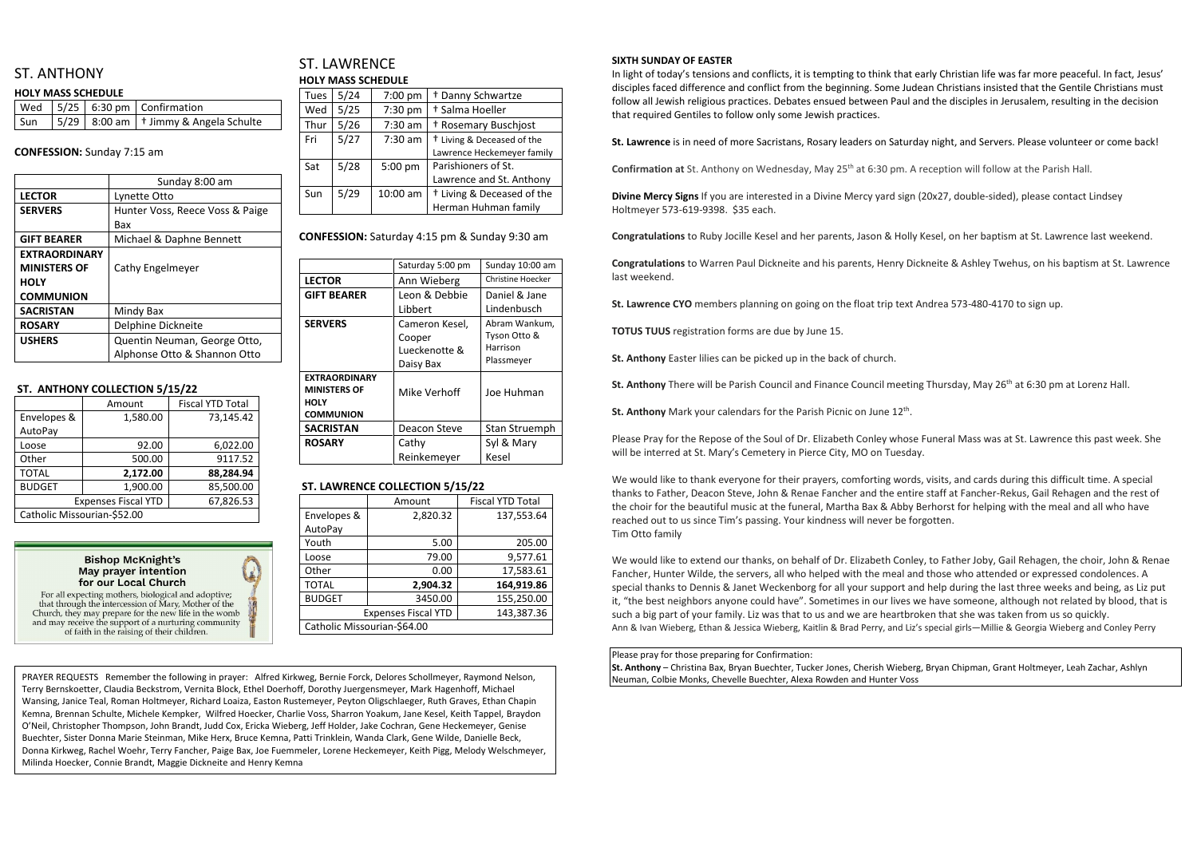# ST. ANTHONY

### HOLY MASS SCHEDULE

| | | | |
|---|---|---|---|
| Wed | 5/25 | 6:30 pm | Confirmation |
| Sun | 5/29 | 8:00 am | † Jimmy & Angela Schulte |

**CONFESSION:** Sunday 7:15 am

| | Sunday 8:00 am |
|---|---|
| **LECTOR** | Lynette Otto |
| **SERVERS** | Hunter Voss, Reece Voss & Paige Bax |
| **GIFT BEARER** | Michael & Daphne Bennett |
| **EXTRAORDINARY MINISTERS OF HOLY COMMUNION** | Cathy Engelmeyer |
| **SACRISTAN** | Mindy Bax |
| **ROSARY** | Delphine Dickneite |
| **USHERS** | Quentin Neuman, George Otto, Alphonse Otto & Shannon Otto |

### ST. ANTHONY COLLECTION 5/15/22

| | Amount | Fiscal YTD Total |
|---|---|---|
| Envelopes & AutoPay | 1,580.00 | 73,145.42 |
| Loose | 92.00 | 6,022.00 |
| Other | 500.00 | 9117.52 |
| TOTAL | **2,172.00** | **88,284.94** |
| BUDGET | 1,900.00 | 85,500.00 |
| Expenses Fiscal YTD | | 67,826.53 |
| Catholic Missourian-$52.00 | | |

**Bishop McKnight's May prayer intention for our Local Church**

For all expecting mothers, biological and adoptive; that through the intercession of Mary, Mother of the Church, they may prepare for the new life in the womb and may receive the support of a nurturing community of faith in the raising of their children.

# ST. LAWRENCE

### HOLY MASS SCHEDULE

| | | | |
|---|---|---|---|
| Tues | 5/24 | 7:00 pm | † Danny Schwartze |
| Wed | 5/25 | 7:30 pm | † Salma Hoeller |
| Thur | 5/26 | 7:30 am | † Rosemary Buschjost |
| Fri | 5/27 | 7:30 am | † Living & Deceased of the Lawrence Heckemeyer family |
| Sat | 5/28 | 5:00 pm | Parishioners of St. Lawrence and St. Anthony |
| Sun | 5/29 | 10:00 am | † Living & Deceased of the Herman Huhman family |

**CONFESSION:** Saturday 4:15 pm & Sunday 9:30 am

| | Saturday 5:00 pm | Sunday 10:00 am |
|---|---|---|
| **LECTOR** | Ann Wieberg | Christine Hoecker |
| **GIFT BEARER** | Leon & Debbie Libbert | Daniel & Jane Lindenbusch |
| **SERVERS** | Cameron Kesel, Cooper Lueckenotte & Daisy Bax | Abram Wankum, Tyson Otto & Harrison Plassmeyer |
| **EXTRAORDINARY MINISTERS OF HOLY COMMUNION** | Mike Verhoff | Joe Huhman |
| **SACRISTAN** | Deacon Steve | Stan Struemph |
| **ROSARY** | Cathy Reinkemeyer | Syl & Mary Kesel |

### ST. LAWRENCE COLLECTION 5/15/22

| | Amount | Fiscal YTD Total |
|---|---|---|
| Envelopes & AutoPay | 2,820.32 | 137,553.64 |
| Youth | 5.00 | 205.00 |
| Loose | 79.00 | 9,577.61 |
| Other | 0.00 | 17,583.61 |
| TOTAL | **2,904.32** | **164,919.86** |
| BUDGET | 3450.00 | 155,250.00 |
| Expenses Fiscal YTD | | 143,387.36 |
| Catholic Missourian-$64.00 | | |

PRAYER REQUESTS Remember the following in prayer: Alfred Kirkweg, Bernie Forck, Delores Schollmeyer, Raymond Nelson, Terry Bernskoetter, Claudia Beckstrom, Vernita Block, Ethel Doerhoff, Dorothy Juergensmeyer, Mark Hagenhoff, Michael Wansing, Janice Teal, Roman Holtmeyer, Richard Loaiza, Easton Rustemeyer, Peyton Oligschlaeger, Ruth Graves, Ethan Chapin Kemna, Brennan Schulte, Michele Kempker, Wilfred Hoecker, Charlie Voss, Sharron Yoakum, Jane Kesel, Keith Tappel, Braydon O'Neil, Christopher Thompson, John Brandt, Judd Cox, Ericka Wieberg, Jeff Holder, Jake Cochran, Gene Heckemeyer, Genise Buechter, Sister Donna Marie Steinman, Mike Herx, Bruce Kemna, Patti Trinklein, Wanda Clark, Gene Wilde, Danielle Beck, Donna Kirkweg, Rachel Woehr, Terry Fancher, Paige Bax, Joe Fuemmeler, Lorene Heckemeyer, Keith Pigg, Melody Welschmeyer, Milinda Hoecker, Connie Brandt, Maggie Dickneite and Henry Kemna

### SIXTH SUNDAY OF EASTER

In light of today's tensions and conflicts, it is tempting to think that early Christian life was far more peaceful. In fact, Jesus' disciples faced difference and conflict from the beginning. Some Judean Christians insisted that the Gentile Christians must follow all Jewish religious practices. Debates ensued between Paul and the disciples in Jerusalem, resulting in the decision that required Gentiles to follow only some Jewish practices.

**St. Lawrence** is in need of more Sacristans, Rosary leaders on Saturday night, and Servers. Please volunteer or come back!

**Confirmation at** St. Anthony on Wednesday, May 25th at 6:30 pm. A reception will follow at the Parish Hall.

**Divine Mercy Signs** If you are interested in a Divine Mercy yard sign (20x27, double-sided), please contact Lindsey Holtmeyer 573-619-9398. $35 each.

**Congratulations** to Ruby Jocille Kesel and her parents, Jason & Holly Kesel, on her baptism at St. Lawrence last weekend.

**Congratulations** to Warren Paul Dickneite and his parents, Henry Dickneite & Ashley Twehus, on his baptism at St. Lawrence last weekend.

**St. Lawrence CYO** members planning on going on the float trip text Andrea 573-480-4170 to sign up.

**TOTUS TUUS** registration forms are due by June 15.

**St. Anthony** Easter lilies can be picked up in the back of church.

**St. Anthony** There will be Parish Council and Finance Council meeting Thursday, May 26th at 6:30 pm at Lorenz Hall.

**St. Anthony** Mark your calendars for the Parish Picnic on June 12th.

Please Pray for the Repose of the Soul of Dr. Elizabeth Conley whose Funeral Mass was at St. Lawrence this past week. She will be interred at St. Mary's Cemetery in Pierce City, MO on Tuesday.

We would like to thank everyone for their prayers, comforting words, visits, and cards during this difficult time. A special thanks to Father, Deacon Steve, John & Renae Fancher and the entire staff at Fancher-Rekus, Gail Rehagen and the rest of the choir for the beautiful music at the funeral, Martha Bax & Abby Berhorst for helping with the meal and all who have reached out to us since Tim's passing. Your kindness will never be forgotten.
Tim Otto family

We would like to extend our thanks, on behalf of Dr. Elizabeth Conley, to Father Joby, Gail Rehagen, the choir, John & Renae Fancher, Hunter Wilde, the servers, all who helped with the meal and those who attended or expressed condolences. A special thanks to Dennis & Janet Weckenborg for all your support and help during the last three weeks and being, as Liz put it, "the best neighbors anyone could have". Sometimes in our lives we have someone, although not related by blood, that is such a big part of your family. Liz was that to us and we are heartbroken that she was taken from us so quickly.
Ann & Ivan Wieberg, Ethan & Jessica Wieberg, Kaitlin & Brad Perry, and Liz's special girls—Millie & Georgia Wieberg and Conley Perry

Please pray for those preparing for Confirmation:
**St. Anthony** – Christina Bax, Bryan Buechter, Tucker Jones, Cherish Wieberg, Bryan Chipman, Grant Holtmeyer, Leah Zachar, Ashlyn Neuman, Colbie Monks, Chevelle Buechter, Alexa Rowden and Hunter Voss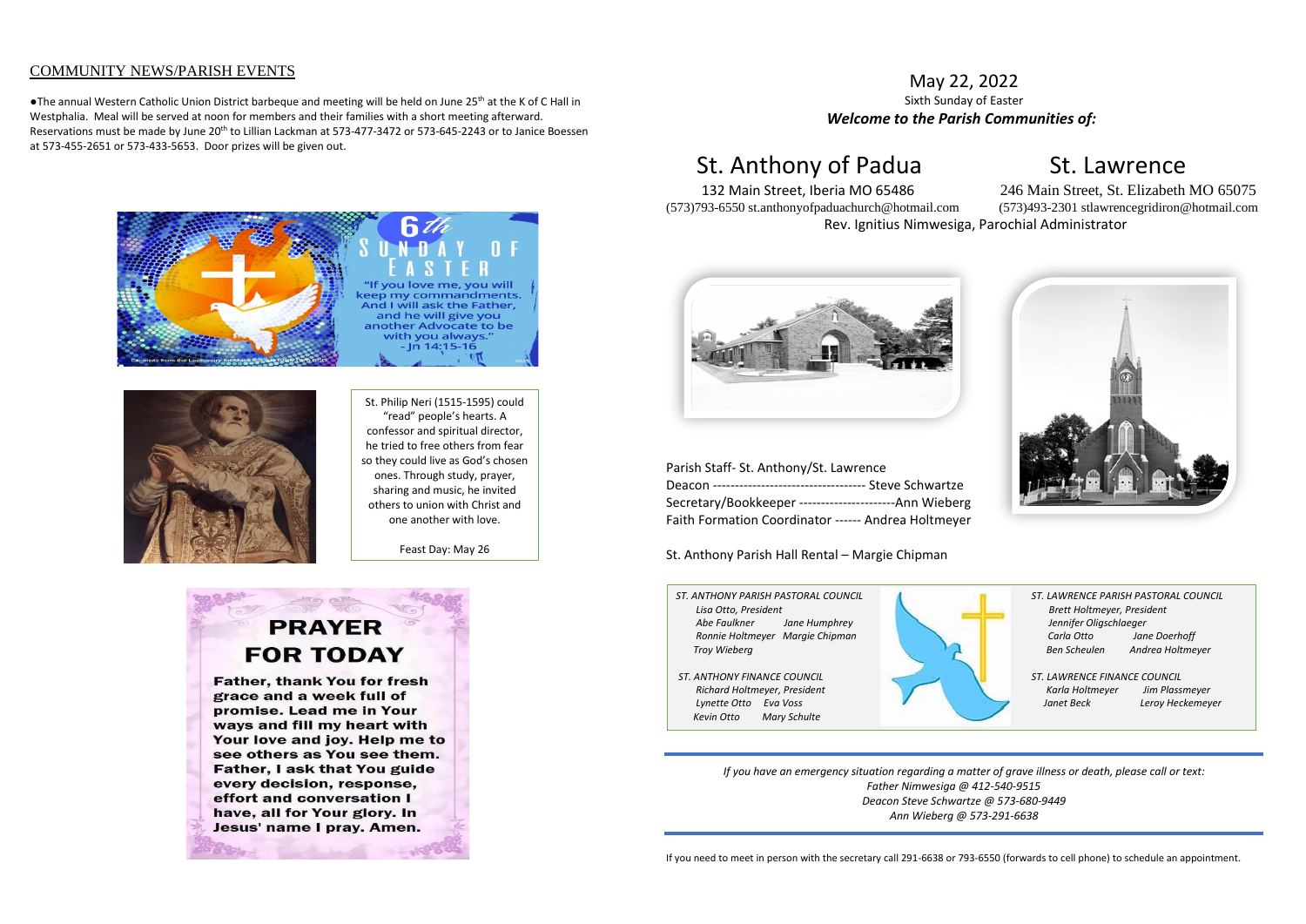## COMMUNITY NEWS/PARISH EVENTS

●The annual Western Catholic Union District barbeque and meeting will be held on June 25th at the K of C Hall in Westphalia. Meal will be served at noon for members and their families with a short meeting afterward. Reservations must be made by June 20th to Lillian Lackman at 573-477-3472 or 573-645-2243 or to Janice Boessen at 573-455-2651 or 573-433-5653. Door prizes will be given out.

6th SUNDAY OF EASTER

"If you love me, you will keep my commandments. And I will ask the Father, and he will give you another Advocate to be with you always."
- Jn 14:15-16

St. Philip Neri (1515-1595) could "read" people's hearts. A confessor and spiritual director, he tried to free others from fear so they could live as God's chosen ones. Through study, prayer, sharing and music, he invited others to union with Christ and one another with love.

Feast Day: May 26

**PRAYER FOR TODAY**

**Father, thank You for fresh grace and a week full of promise. Lead me in Your ways and fill my heart with Your love and joy. Help me to see others as You see them. Father, I ask that You guide every decision, response, effort and conversation I have, all for Your glory. In Jesus' name I pray. Amen.**

May 22, 2022

Sixth Sunday of Easter

***Welcome to the Parish Communities of:***

# St. Anthony of Padua

132 Main Street, Iberia MO 65486
(573)793-6550 st.anthonyofpaduachurch@hotmail.com

# St. Lawrence

246 Main Street, St. Elizabeth MO 65075
(573)493-2301 stlawrencegridiron@hotmail.com

Rev. Ignitius Nimwesiga, Parochial Administrator

Parish Staff- St. Anthony/St. Lawrence
Deacon ----------------------------------- Steve Schwartze
Secretary/Bookkeeper ----------------------Ann Wieberg
Faith Formation Coordinator ------ Andrea Holtmeyer

St. Anthony Parish Hall Rental – Margie Chipman

*ST. ANTHONY PARISH PASTORAL COUNCIL*
*Lisa Otto, President*
*Abe Faulkner Jane Humphrey*
*Ronnie Holtmeyer Margie Chipman*
*Troy Wieberg*

*ST. ANTHONY FINANCE COUNCIL*
*Richard Holtmeyer, President*
*Lynette Otto Eva Voss*
*Kevin Otto Mary Schulte*

*ST. LAWRENCE PARISH PASTORAL COUNCIL*
*Brett Holtmeyer, President*
*Jennifer Oligschlaeger*
*Carla Otto Jane Doerhoff*
*Ben Scheulen Andrea Holtmeyer*

*ST. LAWRENCE FINANCE COUNCIL*
*Karla Holtmeyer Jim Plassmeyer*
*Janet Beck Leroy Heckemeyer*

*If you have an emergency situation regarding a matter of grave illness or death, please call or text:*
*Father Nimwesiga @ 412-540-9515*
*Deacon Steve Schwartze @ 573-680-9449*
*Ann Wieberg @ 573-291-6638*

If you need to meet in person with the secretary call 291-6638 or 793-6550 (forwards to cell phone) to schedule an appointment.